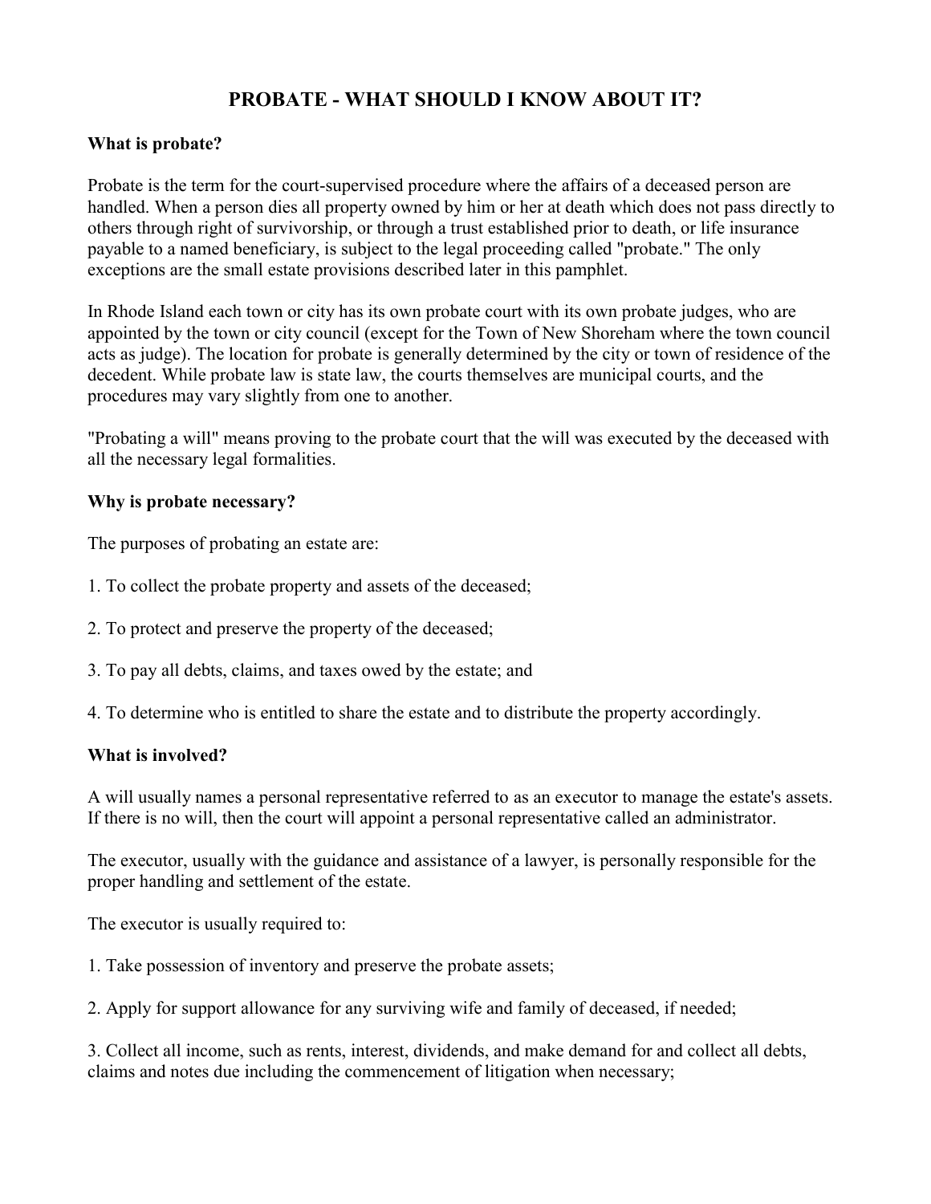# PROBATE - WHAT SHOULD I KNOW ABOUT IT?

**What is probate?**

Probate is the term for the court-supervised procedure where the affairs of a deceased person are handled. When a person dies all property owned by him or her at death which does not pass directly to others through right of survivorship, or through a trust established prior to death, or life insurance payable to a named beneficiary, is subject to the legal proceeding called "probate." The only exceptions are the small estate provisions described later in this pamphlet.

In Rhode Island each town or city has its own probate court with its own probate judges, who are appointed by the town or city council (except for the Town of New Shoreham where the town council acts as judge). The location for probate is generally determined by the city or town of residence of the decedent. While probate law is state law, the courts themselves are municipal courts, and the procedures may vary slightly from one to another.

"Probating a will" means proving to the probate court that the will was executed by the deceased with all the necessary legal formalities.

**Why is probate necessary?**

The purposes of probating an estate are:

1. To collect the probate property and assets of the deceased;

2. To protect and preserve the property of the deceased;

3. To pay all debts, claims, and taxes owed by the estate; and

4. To determine who is entitled to share the estate and to distribute the property accordingly.

**What is involved?**

A will usually names a personal representative referred to as an executor to manage the estate's assets. If there is no will, then the court will appoint a personal representative called an administrator.

The executor, usually with the guidance and assistance of a lawyer, is personally responsible for the proper handling and settlement of the estate.

The executor is usually required to:

1. Take possession of inventory and preserve the probate assets;

2. Apply for support allowance for any surviving wife and family of deceased, if needed;

3. Collect all income, such as rents, interest, dividends, and make demand for and collect all debts, claims and notes due including the commencement of litigation when necessary;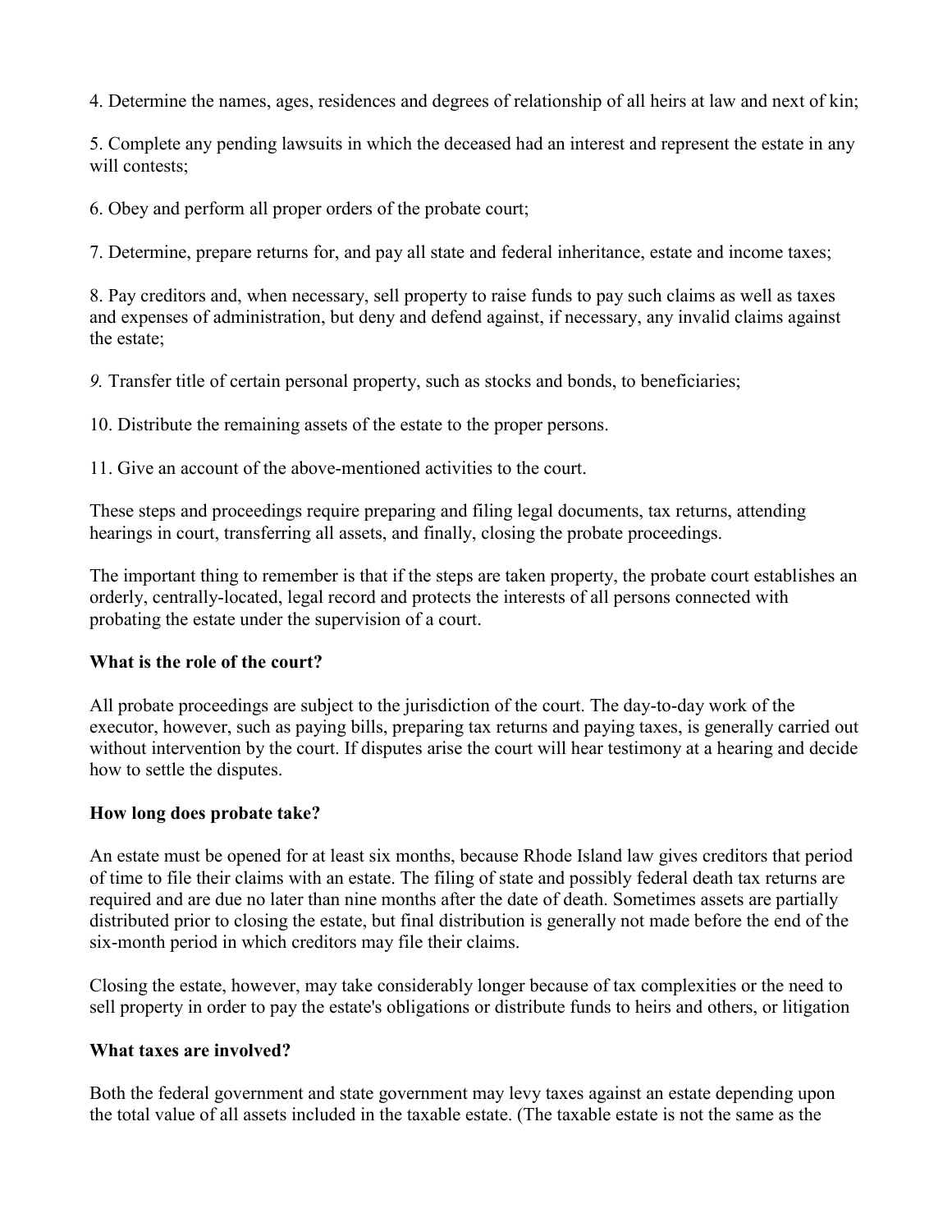4. Determine the names, ages, residences and degrees of relationship of all heirs at law and next of kin;

5. Complete any pending lawsuits in which the deceased had an interest and represent the estate in any will contests;

6. Obey and perform all proper orders of the probate court;

7. Determine, prepare returns for, and pay all state and federal inheritance, estate and income taxes;

8. Pay creditors and, when necessary, sell property to raise funds to pay such claims as well as taxes and expenses of administration, but deny and defend against, if necessary, any invalid claims against the estate;

*9.* Transfer title of certain personal property, such as stocks and bonds, to beneficiaries;

10. Distribute the remaining assets of the estate to the proper persons.

11. Give an account of the above-mentioned activities to the court.

These steps and proceedings require preparing and filing legal documents, tax returns, attending hearings in court, transferring all assets, and finally, closing the probate proceedings.

The important thing to remember is that if the steps are taken property, the probate court establishes an orderly, centrally-located, legal record and protects the interests of all persons connected with probating the estate under the supervision of a court.

**What is the role of the court?**

All probate proceedings are subject to the jurisdiction of the court. The day-to-day work of the executor, however, such as paying bills, preparing tax returns and paying taxes, is generally carried out without intervention by the court. If disputes arise the court will hear testimony at a hearing and decide how to settle the disputes.

**How long does probate take?**

An estate must be opened for at least six months, because Rhode Island law gives creditors that period of time to file their claims with an estate. The filing of state and possibly federal death tax returns are required and are due no later than nine months after the date of death. Sometimes assets are partially distributed prior to closing the estate, but final distribution is generally not made before the end of the six-month period in which creditors may file their claims.

Closing the estate, however, may take considerably longer because of tax complexities or the need to sell property in order to pay the estate's obligations or distribute funds to heirs and others, or litigation

**What taxes are involved?**

Both the federal government and state government may levy taxes against an estate depending upon the total value of all assets included in the taxable estate. (The taxable estate is not the same as the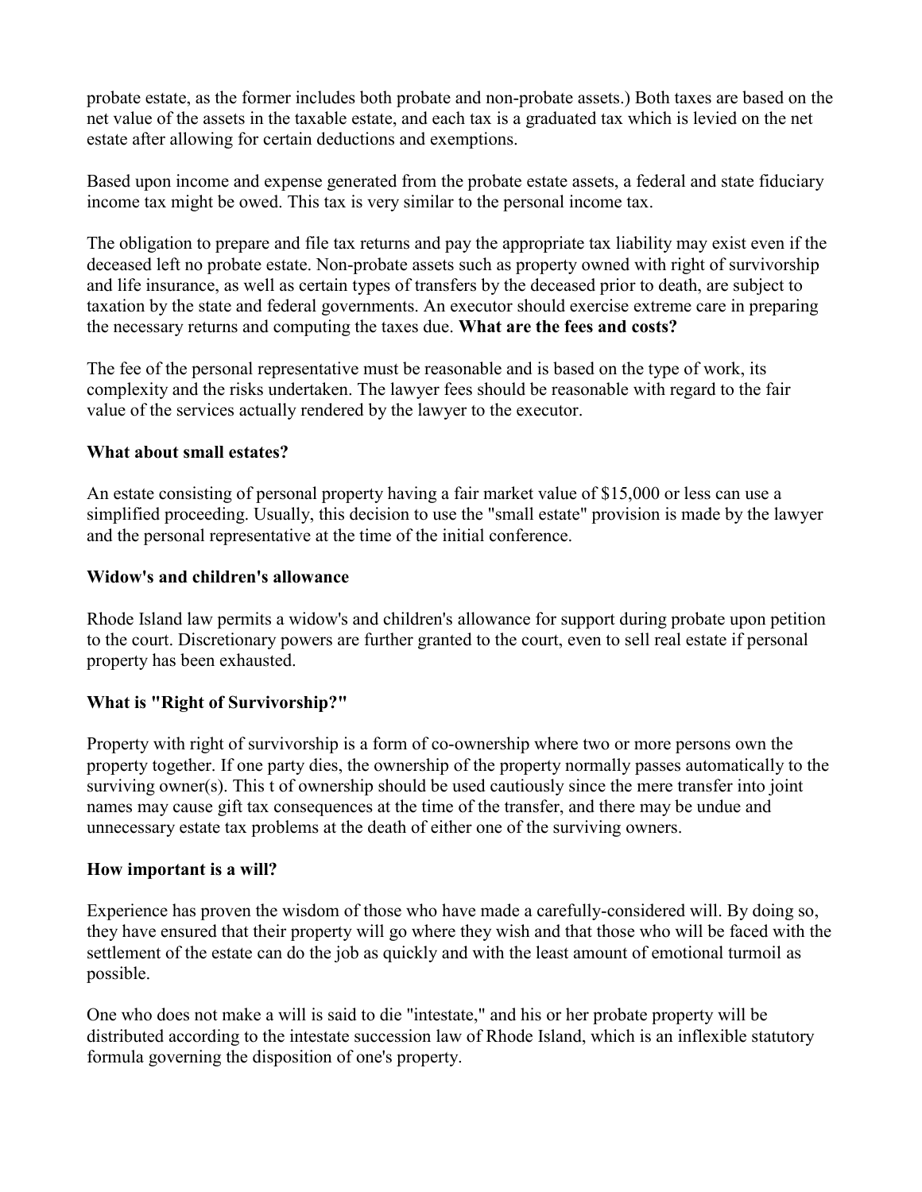probate estate, as the former includes both probate and non-probate assets.) Both taxes are based on the net value of the assets in the taxable estate, and each tax is a graduated tax which is levied on the net estate after allowing for certain deductions and exemptions.

Based upon income and expense generated from the probate estate assets, a federal and state fiduciary income tax might be owed. This tax is very similar to the personal income tax.

The obligation to prepare and file tax returns and pay the appropriate tax liability may exist even if the deceased left no probate estate. Non-probate assets such as property owned with right of survivorship and life insurance, as well as certain types of transfers by the deceased prior to death, are subject to taxation by the state and federal governments. An executor should exercise extreme care in preparing the necessary returns and computing the taxes due. **What are the fees and costs?**

The fee of the personal representative must be reasonable and is based on the type of work, its complexity and the risks undertaken. The lawyer fees should be reasonable with regard to the fair value of the services actually rendered by the lawyer to the executor.

**What about small estates?**

An estate consisting of personal property having a fair market value of $15,000 or less can use a simplified proceeding. Usually, this decision to use the "small estate" provision is made by the lawyer and the personal representative at the time of the initial conference.

**Widow's and children's allowance**

Rhode Island law permits a widow's and children's allowance for support during probate upon petition to the court. Discretionary powers are further granted to the court, even to sell real estate if personal property has been exhausted.

**What is "Right of Survivorship?"**

Property with right of survivorship is a form of co-ownership where two or more persons own the property together. If one party dies, the ownership of the property normally passes automatically to the surviving owner(s). This t of ownership should be used cautiously since the mere transfer into joint names may cause gift tax consequences at the time of the transfer, and there may be undue and unnecessary estate tax problems at the death of either one of the surviving owners.

**How important is a will?**

Experience has proven the wisdom of those who have made a carefully-considered will. By doing so, they have ensured that their property will go where they wish and that those who will be faced with the settlement of the estate can do the job as quickly and with the least amount of emotional turmoil as possible.

One who does not make a will is said to die "intestate," and his or her probate property will be distributed according to the intestate succession law of Rhode Island, which is an inflexible statutory formula governing the disposition of one's property.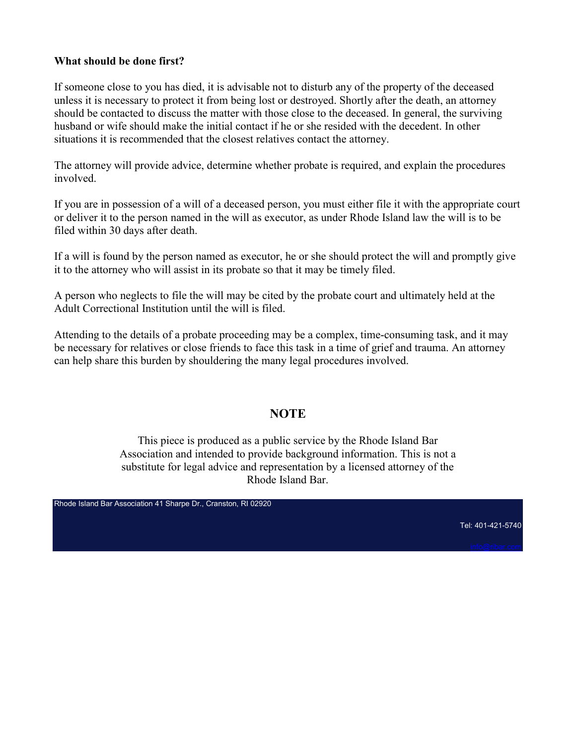**What should be done first?**

If someone close to you has died, it is advisable not to disturb any of the property of the deceased unless it is necessary to protect it from being lost or destroyed. Shortly after the death, an attorney should be contacted to discuss the matter with those close to the deceased. In general, the surviving husband or wife should make the initial contact if he or she resided with the decedent. In other situations it is recommended that the closest relatives contact the attorney.

The attorney will provide advice, determine whether probate is required, and explain the procedures involved.

If you are in possession of a will of a deceased person, you must either file it with the appropriate court or deliver it to the person named in the will as executor, as under Rhode Island law the will is to be filed within 30 days after death.

If a will is found by the person named as executor, he or she should protect the will and promptly give it to the attorney who will assist in its probate so that it may be timely filed.

A person who neglects to file the will may be cited by the probate court and ultimately held at the Adult Correctional Institution until the will is filed.

Attending to the details of a probate proceeding may be a complex, time-consuming task, and it may be necessary for relatives or close friends to face this task in a time of grief and trauma. An attorney can help share this burden by shouldering the many legal procedures involved.

## NOTE

This piece is produced as a public service by the Rhode Island Bar Association and intended to provide background information. This is not a substitute for legal advice and representation by a licensed attorney of the Rhode Island Bar.

Rhode Island Bar Association 41 Sharpe Dr., Cranston, RI 02920

Tel: 401-421-5740

info@ribar.com